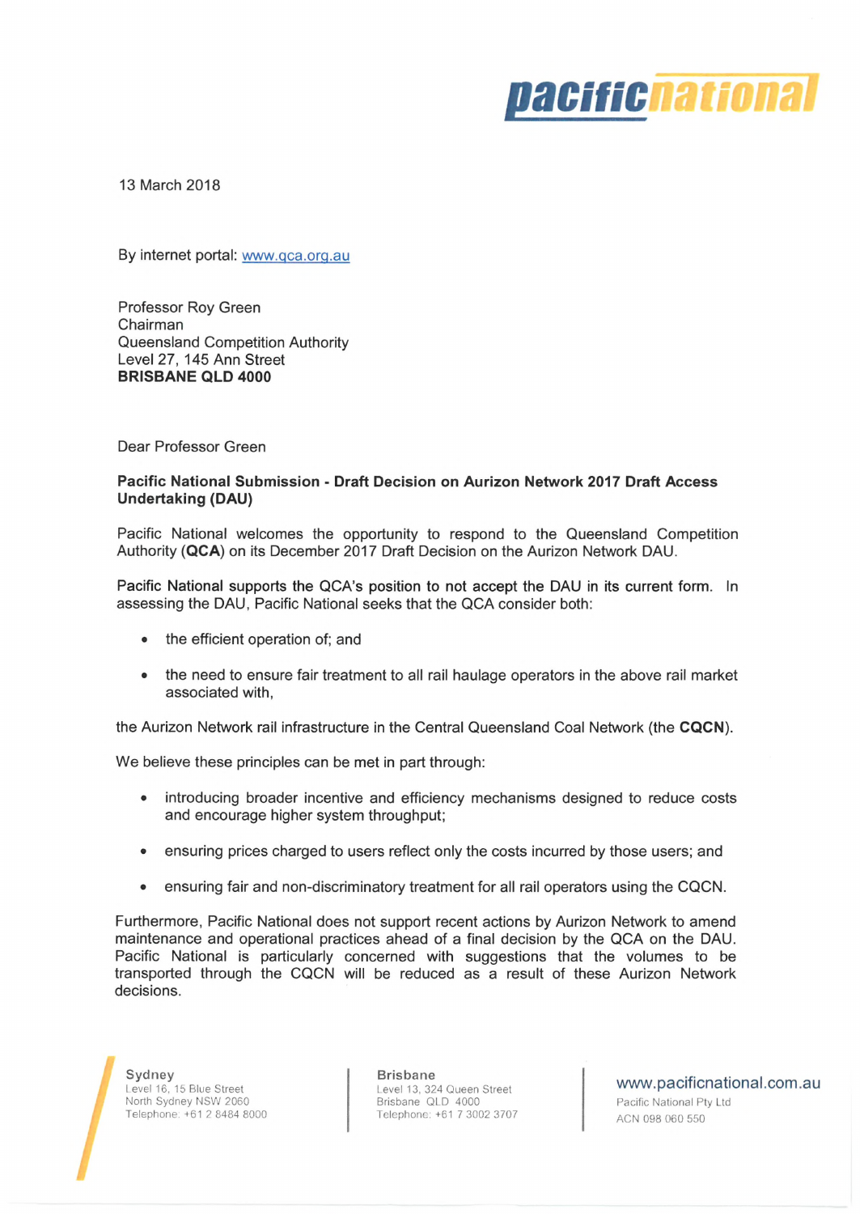13 March 2018

By internet portal: www.qca.org.au

Professor Roy Green  
Chairman  
Queensland Competition Authority  
Level 27, 145 Ann Street  
**BRISBANE QLD 4000**

Dear Professor Green

**Pacific National Submission - Draft Decision on Aurizon Network 2017 Draft Access Undertaking (DAU)**

Pacific National welcomes the opportunity to respond to the Queensland Competition Authority (**QCA**) on its December 2017 Draft Decision on the Aurizon Network DAU.

**Pacific National supports the QCA's position to not accept the DAU in its current form.** In assessing the DAU, Pacific National seeks that the QCA consider both:

- the efficient operation of; and
- the need to ensure fair treatment to all rail haulage operators in the above rail market associated with,

the Aurizon Network rail infrastructure in the Central Queensland Coal Network (the **CQCN**).

We believe these principles can be met in part through:

- introducing broader incentive and efficiency mechanisms designed to reduce costs and encourage higher system throughput;
- ensuring prices charged to users reflect only the costs incurred by those users; and
- ensuring fair and non-discriminatory treatment for all rail operators using the CQCN.

Furthermore, Pacific National does not support recent actions by Aurizon Network to amend maintenance and operational practices ahead of a final decision by the QCA on the DAU. Pacific National is particularly concerned with suggestions that the volumes to be transported through the CQCN will be reduced as a result of these Aurizon Network decisions.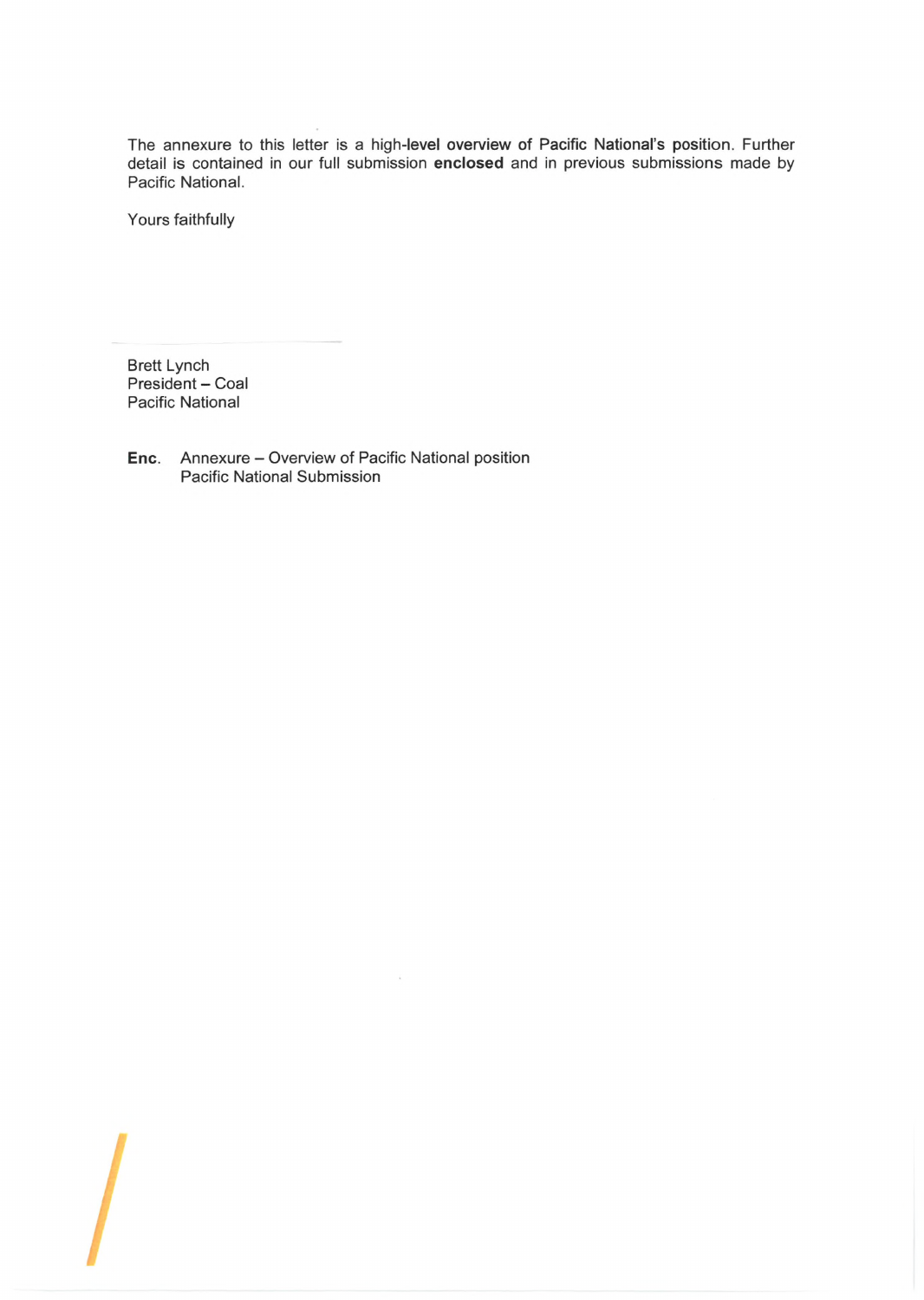The annexure to this letter is a high-level overview of Pacific National's position. Further detail is contained in our full submission **enclosed** and in previous submissions made by Pacific National.

Yours faithfully

Brett Lynch
President – Coal
Pacific National

**Enc.** Annexure – Overview of Pacific National position
Pacific National Submission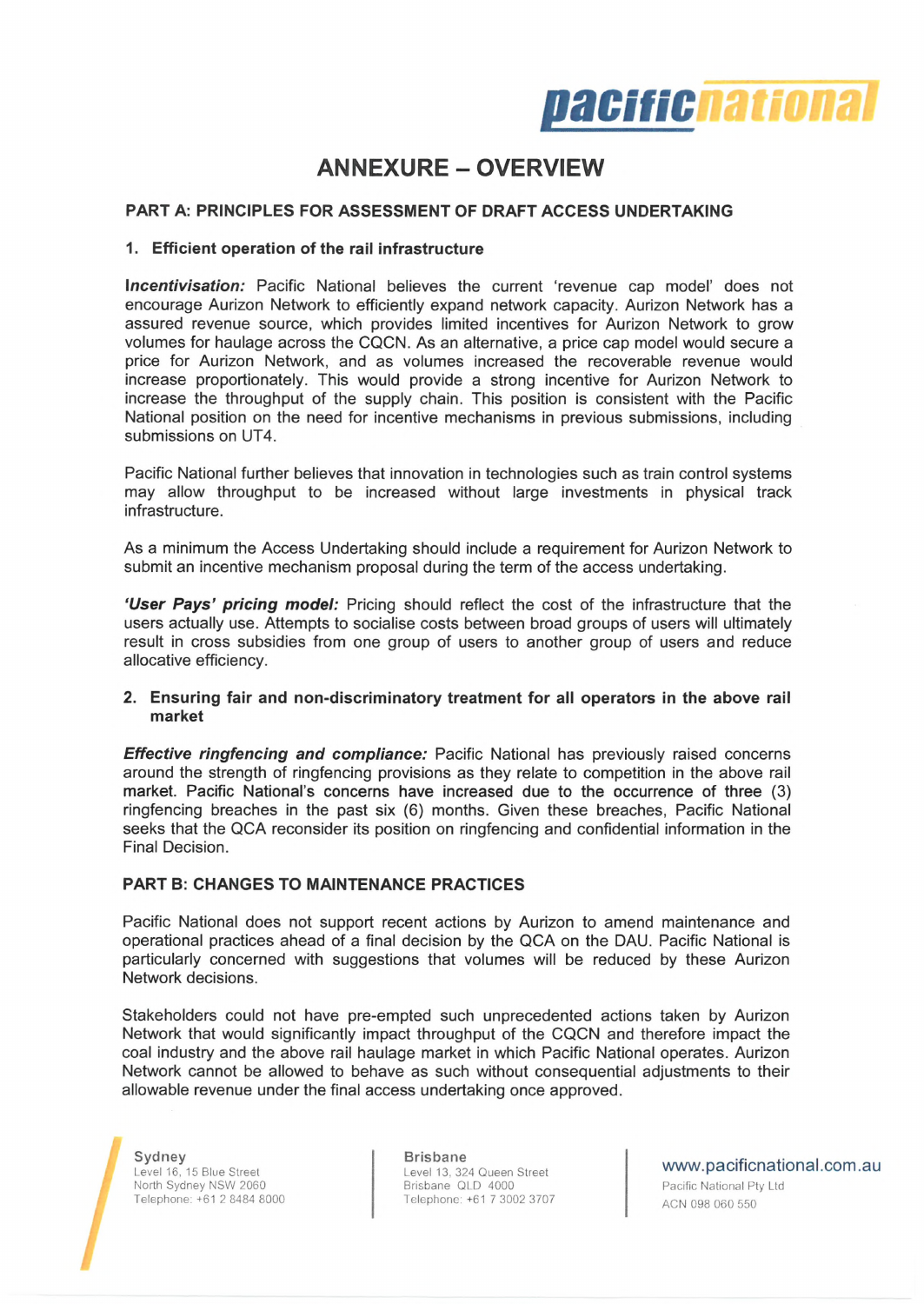# ANNEXURE – OVERVIEW

## PART A: PRINCIPLES FOR ASSESSMENT OF DRAFT ACCESS UNDERTAKING

### 1. Efficient operation of the rail infrastructure

***Incentivisation:*** Pacific National believes the current 'revenue cap model' does not encourage Aurizon Network to efficiently expand network capacity. Aurizon Network has a assured revenue source, which provides limited incentives for Aurizon Network to grow volumes for haulage across the CQCN. As an alternative, a price cap model would secure a price for Aurizon Network, and as volumes increased the recoverable revenue would increase proportionately. This would provide a strong incentive for Aurizon Network to increase the throughput of the supply chain. This position is consistent with the Pacific National position on the need for incentive mechanisms in previous submissions, including submissions on UT4.

Pacific National further believes that innovation in technologies such as train control systems may allow throughput to be increased without large investments in physical track infrastructure.

As a minimum the Access Undertaking should include a requirement for Aurizon Network to submit an incentive mechanism proposal during the term of the access undertaking.

***'User Pays' pricing model:*** Pricing should reflect the cost of the infrastructure that the users actually use. Attempts to socialise costs between broad groups of users will ultimately result in cross subsidies from one group of users to another group of users and reduce allocative efficiency.

### 2. Ensuring fair and non-discriminatory treatment for all operators in the above rail market

***Effective ringfencing and compliance:*** Pacific National has previously raised concerns around the strength of ringfencing provisions as they relate to competition in the above rail market. Pacific National's concerns have increased due to the occurrence of three (3) ringfencing breaches in the past six (6) months. Given these breaches, Pacific National seeks that the QCA reconsider its position on ringfencing and confidential information in the Final Decision.

## PART B: CHANGES TO MAINTENANCE PRACTICES

Pacific National does not support recent actions by Aurizon to amend maintenance and operational practices ahead of a final decision by the QCA on the DAU. Pacific National is particularly concerned with suggestions that volumes will be reduced by these Aurizon Network decisions.

Stakeholders could not have pre-empted such unprecedented actions taken by Aurizon Network that would significantly impact throughput of the CQCN and therefore impact the coal industry and the above rail haulage market in which Pacific National operates. Aurizon Network cannot be allowed to behave as such without consequential adjustments to their allowable revenue under the final access undertaking once approved.